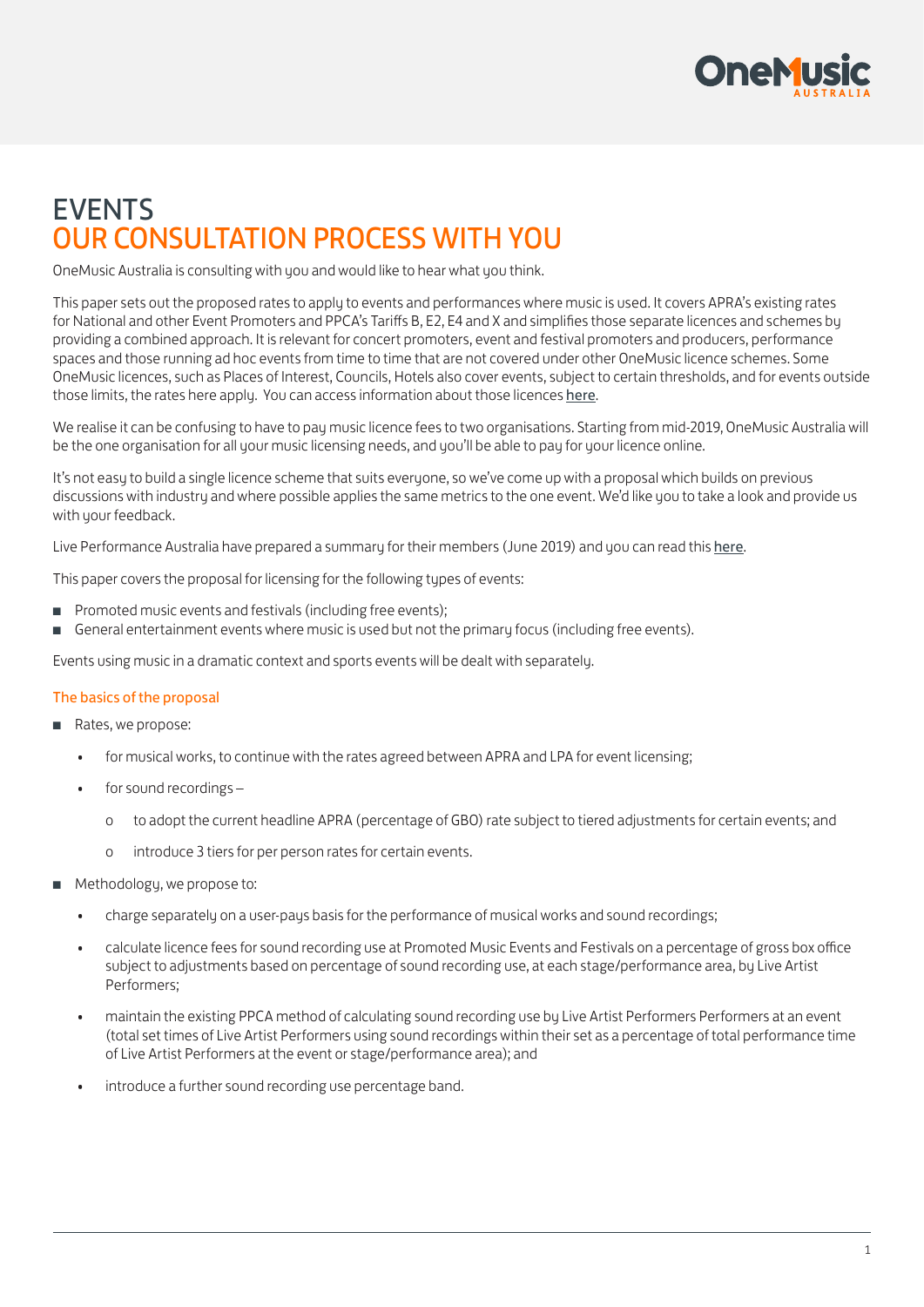# EVENTS
# OUR CONSULTATION PROCESS WITH YOU

OneMusic Australia is consulting with you and would like to hear what you think.

This paper sets out the proposed rates to apply to events and performances where music is used. It covers APRA's existing rates for National and other Event Promoters and PPCA's Tariffs B, E2, E4 and X and simplifies those separate licences and schemes by providing a combined approach. It is relevant for concert promoters, event and festival promoters and producers, performance spaces and those running ad hoc events from time to time that are not covered under other OneMusic licence schemes. Some OneMusic licences, such as Places of Interest, Councils, Hotels also cover events, subject to certain thresholds, and for events outside those limits, the rates here apply. You can access information about those licences here.

We realise it can be confusing to have to pay music licence fees to two organisations. Starting from mid-2019, OneMusic Australia will be the one organisation for all your music licensing needs, and you'll be able to pay for your licence online.

It's not easy to build a single licence scheme that suits everyone, so we've come up with a proposal which builds on previous discussions with industry and where possible applies the same metrics to the one event. We'd like you to take a look and provide us with your feedback.

Live Performance Australia have prepared a summary for their members (June 2019) and you can read this here.

This paper covers the proposal for licensing for the following types of events:

- Promoted music events and festivals (including free events);
- General entertainment events where music is used but not the primary focus (including free events).

Events using music in a dramatic context and sports events will be dealt with separately.

### The basics of the proposal

- Rates, we propose:
  - for musical works, to continue with the rates agreed between APRA and LPA for event licensing;
  - for sound recordings –
    - to adopt the current headline APRA (percentage of GBO) rate subject to tiered adjustments for certain events; and
    - introduce 3 tiers for per person rates for certain events.
- Methodology, we propose to:
  - charge separately on a user-pays basis for the performance of musical works and sound recordings;
  - calculate licence fees for sound recording use at Promoted Music Events and Festivals on a percentage of gross box office subject to adjustments based on percentage of sound recording use, at each stage/performance area, by Live Artist Performers;
  - maintain the existing PPCA method of calculating sound recording use by Live Artist Performers Performers at an event (total set times of Live Artist Performers using sound recordings within their set as a percentage of total performance time of Live Artist Performers at the event or stage/performance area); and
  - introduce a further sound recording use percentage band.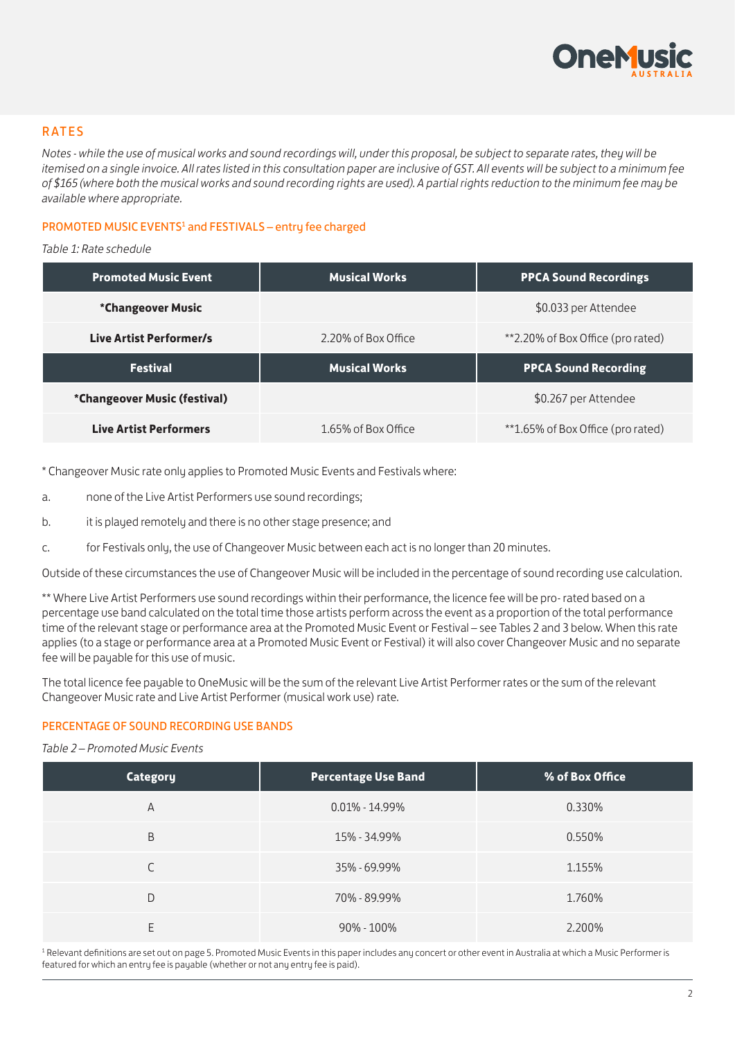## RATES

*Notes - while the use of musical works and sound recordings will, under this proposal, be subject to separate rates, they will be itemised on a single invoice. All rates listed in this consultation paper are inclusive of GST. All events will be subject to a minimum fee of $165 (where both the musical works and sound recording rights are used). A partial rights reduction to the minimum fee may be available where appropriate.*

### PROMOTED MUSIC EVENTS[1] and FESTIVALS – entry fee charged

*Table 1: Rate schedule*

| Promoted Music Event | Musical Works | PPCA Sound Recordings |
|---|---|---|
| ***Changeover Music** | | $0.033 per Attendee |
| **Live Artist Performer/s** | 2.20% of Box Office | **2.20% of Box Office (pro rated) |
| **Festival** | **Musical Works** | **PPCA Sound Recording** |
| ***Changeover Music (festival)** | | $0.267 per Attendee |
| **Live Artist Performers** | 1.65% of Box Office | **1.65% of Box Office (pro rated) |

* Changeover Music rate only applies to Promoted Music Events and Festivals where:

a. none of the Live Artist Performers use sound recordings;

b. it is played remotely and there is no other stage presence; and

c. for Festivals only, the use of Changeover Music between each act is no longer than 20 minutes.

Outside of these circumstances the use of Changeover Music will be included in the percentage of sound recording use calculation.

** Where Live Artist Performers use sound recordings within their performance, the licence fee will be pro- rated based on a percentage use band calculated on the total time those artists perform across the event as a proportion of the total performance time of the relevant stage or performance area at the Promoted Music Event or Festival – see Tables 2 and 3 below. When this rate applies (to a stage or performance area at a Promoted Music Event or Festival) it will also cover Changeover Music and no separate fee will be payable for this use of music.

The total licence fee payable to OneMusic will be the sum of the relevant Live Artist Performer rates or the sum of the relevant Changeover Music rate and Live Artist Performer (musical work use) rate.

### PERCENTAGE OF SOUND RECORDING USE BANDS

*Table 2 – Promoted Music Events*

| Category | Percentage Use Band | % of Box Office |
|---|---|---|
| A | 0.01% - 14.99% | 0.330% |
| B | 15% - 34.99% | 0.550% |
| C | 35% - 69.99% | 1.155% |
| D | 70% - 89.99% | 1.760% |
| E | 90% - 100% | 2.200% |

[1] Relevant definitions are set out on page 5. Promoted Music Events in this paper includes any concert or other event in Australia at which a Music Performer is featured for which an entry fee is payable (whether or not any entry fee is paid).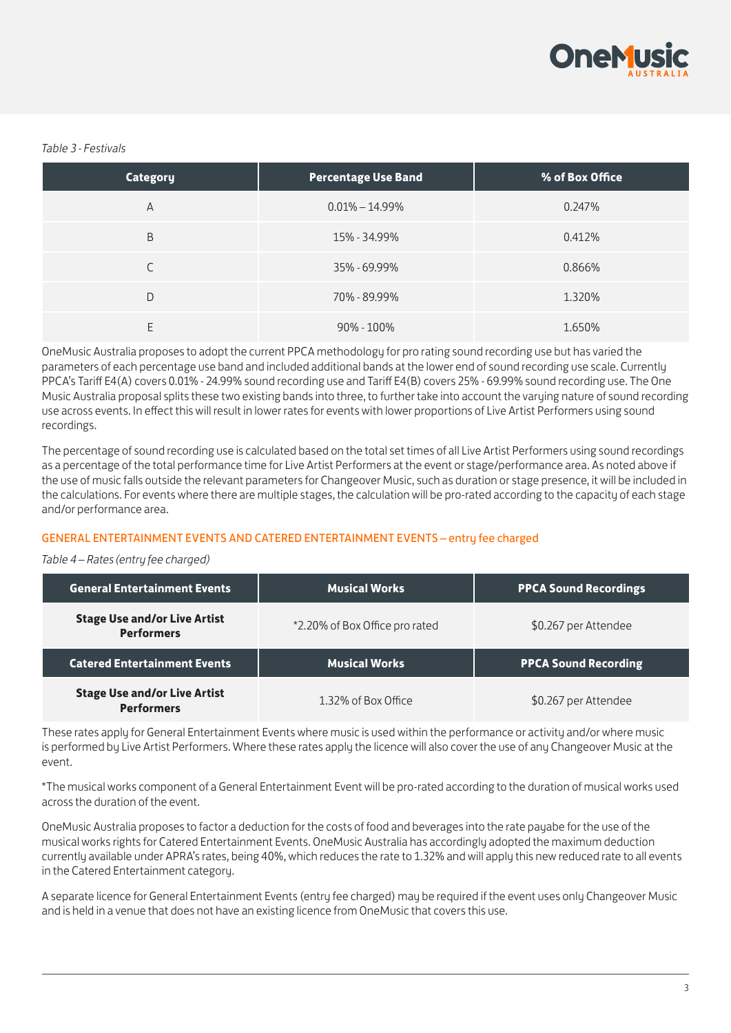*Table 3 - Festivals*

| Category | Percentage Use Band | % of Box Office |
|---|---|---|
| A | 0.01% – 14.99% | 0.247% |
| B | 15% - 34.99% | 0.412% |
| C | 35% - 69.99% | 0.866% |
| D | 70% - 89.99% | 1.320% |
| E | 90% - 100% | 1.650% |

OneMusic Australia proposes to adopt the current PPCA methodology for pro rating sound recording use but has varied the parameters of each percentage use band and included additional bands at the lower end of sound recording use scale. Currently PPCA's Tariff E4(A) covers 0.01% - 24.99% sound recording use and Tariff E4(B) covers 25% - 69.99% sound recording use. The One Music Australia proposal splits these two existing bands into three, to further take into account the varying nature of sound recording use across events. In effect this will result in lower rates for events with lower proportions of Live Artist Performers using sound recordings.

The percentage of sound recording use is calculated based on the total set times of all Live Artist Performers using sound recordings as a percentage of the total performance time for Live Artist Performers at the event or stage/performance area. As noted above if the use of music falls outside the relevant parameters for Changeover Music, such as duration or stage presence, it will be included in the calculations. For events where there are multiple stages, the calculation will be pro-rated according to the capacity of each stage and/or performance area.

## GENERAL ENTERTAINMENT EVENTS AND CATERED ENTERTAINMENT EVENTS – entry fee charged

*Table 4 – Rates (entry fee charged)*

| General Entertainment Events | Musical Works | PPCA Sound Recordings |
|---|---|---|
| **Stage Use and/or Live Artist Performers** | *2.20% of Box Office pro rated | $0.267 per Attendee |
| **Catered Entertainment Events** | **Musical Works** | **PPCA Sound Recording** |
| **Stage Use and/or Live Artist Performers** | 1.32% of Box Office | $0.267 per Attendee |

These rates apply for General Entertainment Events where music is used within the performance or activity and/or where music is performed by Live Artist Performers. Where these rates apply the licence will also cover the use of any Changeover Music at the event.

*The musical works component of a General Entertainment Event will be pro-rated according to the duration of musical works used across the duration of the event.

OneMusic Australia proposes to factor a deduction for the costs of food and beverages into the rate payabe for the use of the musical works rights for Catered Entertainment Events. OneMusic Australia has accordingly adopted the maximum deduction currently available under APRA's rates, being 40%, which reduces the rate to 1.32% and will apply this new reduced rate to all events in the Catered Entertainment category.

A separate licence for General Entertainment Events (entry fee charged) may be required if the event uses only Changeover Music and is held in a venue that does not have an existing licence from OneMusic that covers this use.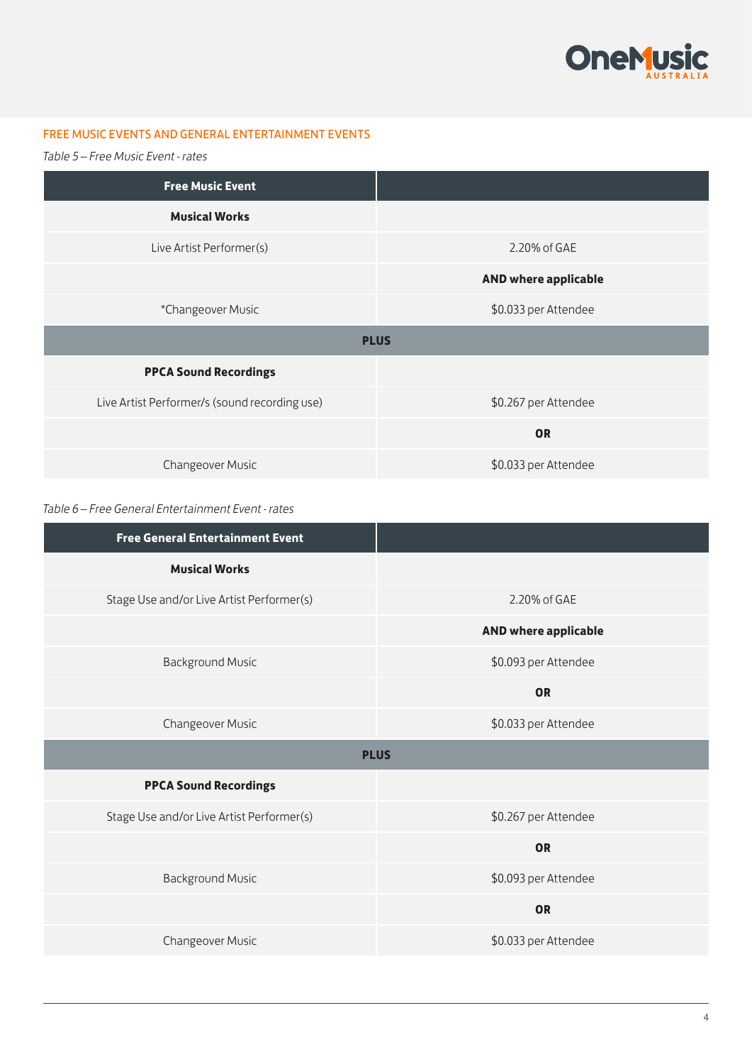## FREE MUSIC EVENTS AND GENERAL ENTERTAINMENT EVENTS

*Table 5 – Free Music Event - rates*

| Free Music Event | |
|---|---|
| **Musical Works** | |
| Live Artist Performer(s) | 2.20% of GAE |
| | **AND where applicable** |
| *Changeover Music | $0.033 per Attendee |
| **PLUS** | |
| **PPCA Sound Recordings** | |
| Live Artist Performer/s (sound recording use) | $0.267 per Attendee |
| | **OR** |
| Changeover Music | $0.033 per Attendee |

*Table 6 – Free General Entertainment Event - rates*

| Free General Entertainment Event | |
|---|---|
| **Musical Works** | |
| Stage Use and/or Live Artist Performer(s) | 2.20% of GAE |
| | **AND where applicable** |
| Background Music | $0.093 per Attendee |
| | **OR** |
| Changeover Music | $0.033 per Attendee |
| **PLUS** | |
| **PPCA Sound Recordings** | |
| Stage Use and/or Live Artist Performer(s) | $0.267 per Attendee |
| | **OR** |
| Background Music | $0.093 per Attendee |
| | **OR** |
| Changeover Music | $0.033 per Attendee |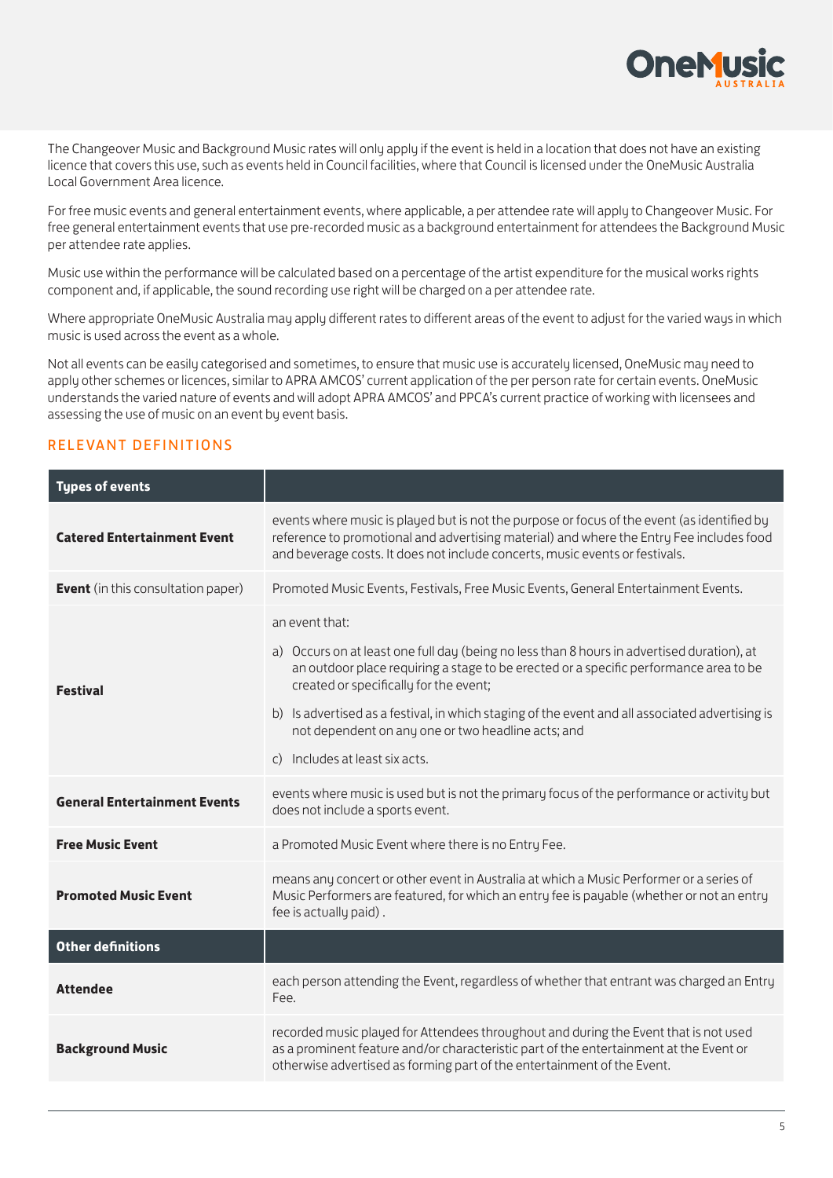The Changeover Music and Background Music rates will only apply if the event is held in a location that does not have an existing licence that covers this use, such as events held in Council facilities, where that Council is licensed under the OneMusic Australia Local Government Area licence.

For free music events and general entertainment events, where applicable, a per attendee rate will apply to Changeover Music. For free general entertainment events that use pre-recorded music as a background entertainment for attendees the Background Music per attendee rate applies.

Music use within the performance will be calculated based on a percentage of the artist expenditure for the musical works rights component and, if applicable, the sound recording use right will be charged on a per attendee rate.

Where appropriate OneMusic Australia may apply different rates to different areas of the event to adjust for the varied ways in which music is used across the event as a whole.

Not all events can be easily categorised and sometimes, to ensure that music use is accurately licensed, OneMusic may need to apply other schemes or licences, similar to APRA AMCOS' current application of the per person rate for certain events. OneMusic understands the varied nature of events and will adopt APRA AMCOS' and PPCA's current practice of working with licensees and assessing the use of music on an event by event basis.

## RELEVANT DEFINITIONS

| **Types of events** | |
|---|---|
| **Catered Entertainment Event** | events where music is played but is not the purpose or focus of the event (as identified by reference to promotional and advertising material) and where the Entry Fee includes food and beverage costs. It does not include concerts, music events or festivals. |
| **Event** (in this consultation paper) | Promoted Music Events, Festivals, Free Music Events, General Entertainment Events. |
| **Festival** | an event that:<br>a) Occurs on at least one full day (being no less than 8 hours in advertised duration), at an outdoor place requiring a stage to be erected or a specific performance area to be created or specifically for the event;<br>b) Is advertised as a festival, in which staging of the event and all associated advertising is not dependent on any one or two headline acts; and<br>c) Includes at least six acts. |
| **General Entertainment Events** | events where music is used but is not the primary focus of the performance or activity but does not include a sports event. |
| **Free Music Event** | a Promoted Music Event where there is no Entry Fee. |
| **Promoted Music Event** | means any concert or other event in Australia at which a Music Performer or a series of Music Performers are featured, for which an entry fee is payable (whether or not an entry fee is actually paid) . |
| **Other definitions** | |
| **Attendee** | each person attending the Event, regardless of whether that entrant was charged an Entry Fee. |
| **Background Music** | recorded music played for Attendees throughout and during the Event that is not used as a prominent feature and/or characteristic part of the entertainment at the Event or otherwise advertised as forming part of the entertainment of the Event. |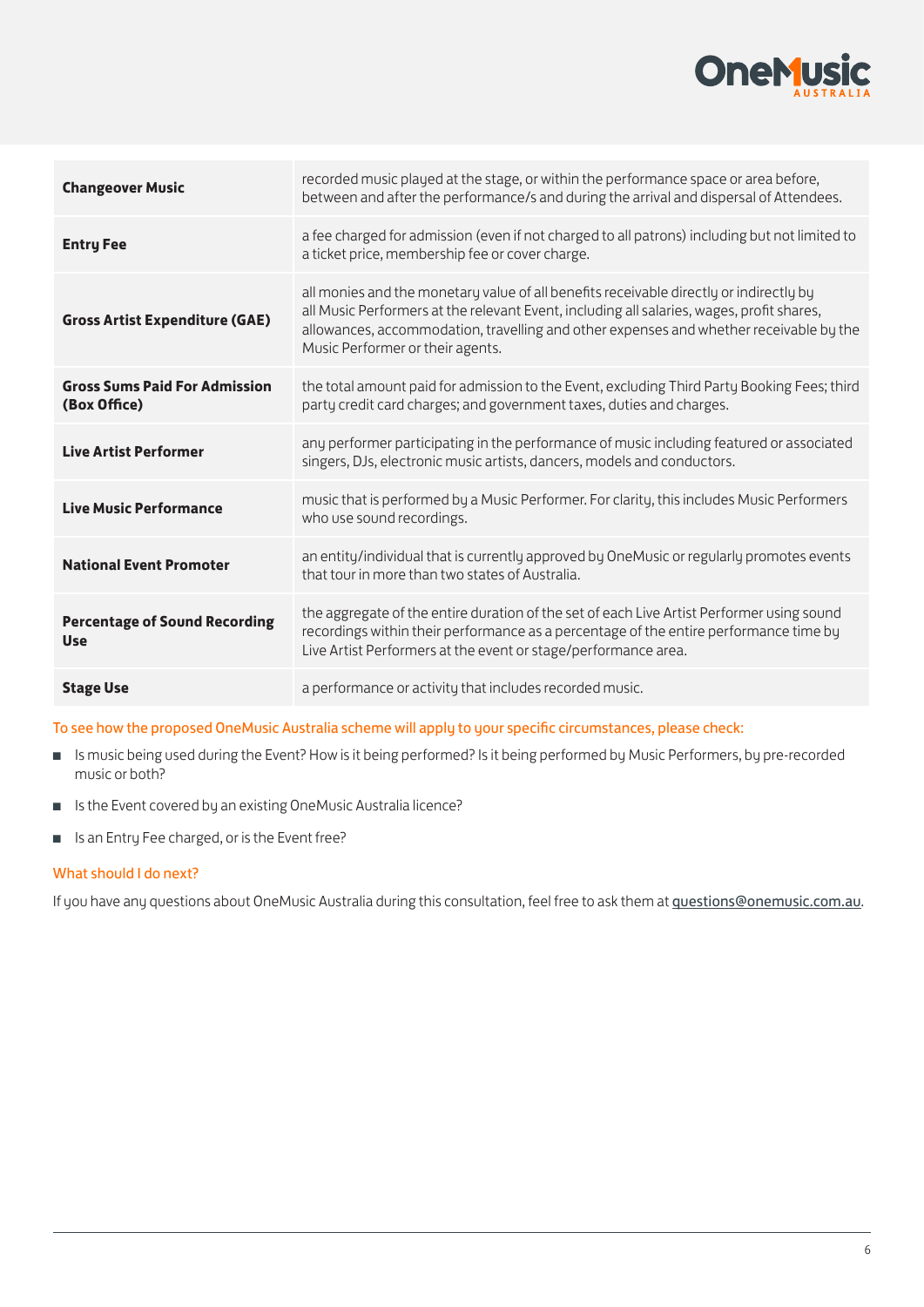| | |
|---|---|
| **Changeover Music** | recorded music played at the stage, or within the performance space or area before, between and after the performance/s and during the arrival and dispersal of Attendees. |
| **Entry Fee** | a fee charged for admission (even if not charged to all patrons) including but not limited to a ticket price, membership fee or cover charge. |
| **Gross Artist Expenditure (GAE)** | all monies and the monetary value of all benefits receivable directly or indirectly by all Music Performers at the relevant Event, including all salaries, wages, profit shares, allowances, accommodation, travelling and other expenses and whether receivable by the Music Performer or their agents. |
| **Gross Sums Paid For Admission (Box Office)** | the total amount paid for admission to the Event, excluding Third Party Booking Fees; third party credit card charges; and government taxes, duties and charges. |
| **Live Artist Performer** | any performer participating in the performance of music including featured or associated singers, DJs, electronic music artists, dancers, models and conductors. |
| **Live Music Performance** | music that is performed by a Music Performer. For clarity, this includes Music Performers who use sound recordings. |
| **National Event Promoter** | an entity/individual that is currently approved by OneMusic or regularly promotes events that tour in more than two states of Australia. |
| **Percentage of Sound Recording Use** | the aggregate of the entire duration of the set of each Live Artist Performer using sound recordings within their performance as a percentage of the entire performance time by Live Artist Performers at the event or stage/performance area. |
| **Stage Use** | a performance or activity that includes recorded music. |

To see how the proposed OneMusic Australia scheme will apply to your specific circumstances, please check:

- Is music being used during the Event? How is it being performed? Is it being performed by Music Performers, by pre-recorded music or both?
- Is the Event covered by an existing OneMusic Australia licence?
- Is an Entry Fee charged, or is the Event free?

### What should I do next?

If you have any questions about OneMusic Australia during this consultation, feel free to ask them at questions@onemusic.com.au.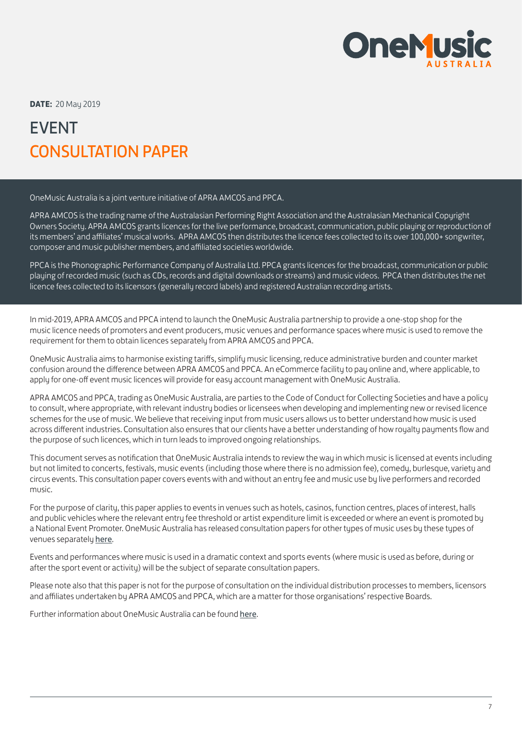**DATE:** 20 May 2019

# EVENT
# CONSULTATION PAPER

OneMusic Australia is a joint venture initiative of APRA AMCOS and PPCA.

APRA AMCOS is the trading name of the Australasian Performing Right Association and the Australasian Mechanical Copyright Owners Society. APRA AMCOS grants licences for the live performance, broadcast, communication, public playing or reproduction of its members' and affiliates' musical works. APRA AMCOS then distributes the licence fees collected to its over 100,000+ songwriter, composer and music publisher members, and affiliated societies worldwide.

PPCA is the Phonographic Performance Company of Australia Ltd. PPCA grants licences for the broadcast, communication or public playing of recorded music (such as CDs, records and digital downloads or streams) and music videos. PPCA then distributes the net licence fees collected to its licensors (generally record labels) and registered Australian recording artists.

In mid-2019, APRA AMCOS and PPCA intend to launch the OneMusic Australia partnership to provide a one-stop shop for the music licence needs of promoters and event producers, music venues and performance spaces where music is used to remove the requirement for them to obtain licences separately from APRA AMCOS and PPCA.

OneMusic Australia aims to harmonise existing tariffs, simplify music licensing, reduce administrative burden and counter market confusion around the difference between APRA AMCOS and PPCA. An eCommerce facility to pay online and, where applicable, to apply for one-off event music licences will provide for easy account management with OneMusic Australia.

APRA AMCOS and PPCA, trading as OneMusic Australia, are parties to the Code of Conduct for Collecting Societies and have a policy to consult, where appropriate, with relevant industry bodies or licensees when developing and implementing new or revised licence schemes for the use of music. We believe that receiving input from music users allows us to better understand how music is used across different industries. Consultation also ensures that our clients have a better understanding of how royalty payments flow and the purpose of such licences, which in turn leads to improved ongoing relationships.

This document serves as notification that OneMusic Australia intends to review the way in which music is licensed at events including but not limited to concerts, festivals, music events (including those where there is no admission fee), comedy, burlesque, variety and circus events. This consultation paper covers events with and without an entry fee and music use by live performers and recorded music.

For the purpose of clarity, this paper applies to events in venues such as hotels, casinos, function centres, places of interest, halls and public vehicles where the relevant entry fee threshold or artist expenditure limit is exceeded or where an event is promoted by a National Event Promoter. OneMusic Australia has released consultation papers for other types of music uses by these types of venues separately here.

Events and performances where music is used in a dramatic context and sports events (where music is used as before, during or after the sport event or activity) will be the subject of separate consultation papers.

Please note also that this paper is not for the purpose of consultation on the individual distribution processes to members, licensors and affiliates undertaken by APRA AMCOS and PPCA, which are a matter for those organisations' respective Boards.

Further information about OneMusic Australia can be found here.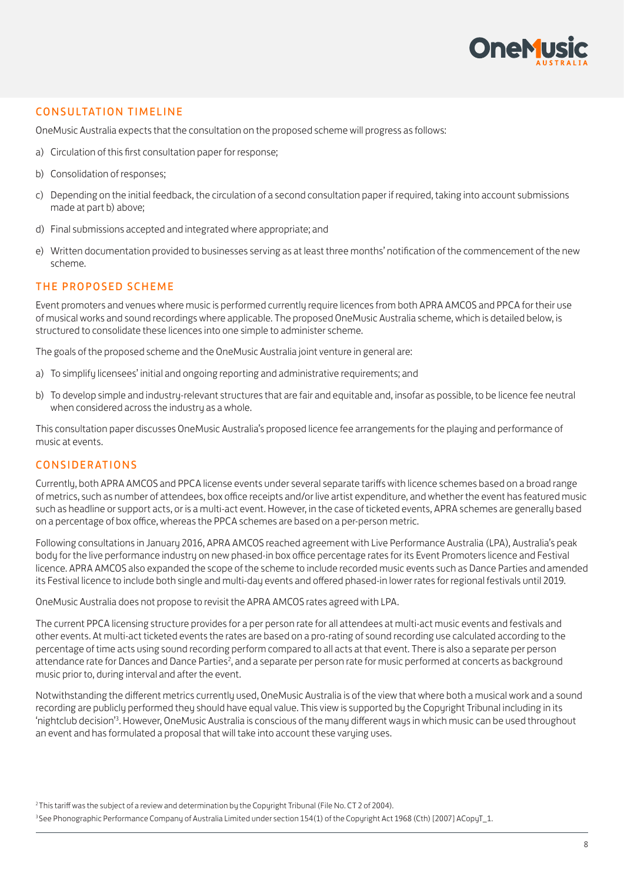## CONSULTATION TIMELINE

OneMusic Australia expects that the consultation on the proposed scheme will progress as follows:

a) Circulation of this first consultation paper for response;

b) Consolidation of responses;

c) Depending on the initial feedback, the circulation of a second consultation paper if required, taking into account submissions made at part b) above;

d) Final submissions accepted and integrated where appropriate; and

e) Written documentation provided to businesses serving as at least three months' notification of the commencement of the new scheme.

## THE PROPOSED SCHEME

Event promoters and venues where music is performed currently require licences from both APRA AMCOS and PPCA for their use of musical works and sound recordings where applicable. The proposed OneMusic Australia scheme, which is detailed below, is structured to consolidate these licences into one simple to administer scheme.

The goals of the proposed scheme and the OneMusic Australia joint venture in general are:

a) To simplify licensees' initial and ongoing reporting and administrative requirements; and

b) To develop simple and industry-relevant structures that are fair and equitable and, insofar as possible, to be licence fee neutral when considered across the industry as a whole.

This consultation paper discusses OneMusic Australia's proposed licence fee arrangements for the playing and performance of music at events.

## CONSIDERATIONS

Currently, both APRA AMCOS and PPCA license events under several separate tariffs with licence schemes based on a broad range of metrics, such as number of attendees, box office receipts and/or live artist expenditure, and whether the event has featured music such as headline or support acts, or is a multi-act event. However, in the case of ticketed events, APRA schemes are generally based on a percentage of box office, whereas the PPCA schemes are based on a per-person metric.

Following consultations in January 2016, APRA AMCOS reached agreement with Live Performance Australia (LPA), Australia's peak body for the live performance industry on new phased-in box office percentage rates for its Event Promoters licence and Festival licence. APRA AMCOS also expanded the scope of the scheme to include recorded music events such as Dance Parties and amended its Festival licence to include both single and multi-day events and offered phased-in lower rates for regional festivals until 2019.

OneMusic Australia does not propose to revisit the APRA AMCOS rates agreed with LPA.

The current PPCA licensing structure provides for a per person rate for all attendees at multi-act music events and festivals and other events. At multi-act ticketed events the rates are based on a pro-rating of sound recording use calculated according to the percentage of time acts using sound recording perform compared to all acts at that event. There is also a separate per person attendance rate for Dances and Dance Parties[2], and a separate per person rate for music performed at concerts as background music prior to, during interval and after the event.

Notwithstanding the different metrics currently used, OneMusic Australia is of the view that where both a musical work and a sound recording are publicly performed they should have equal value. This view is supported by the Copyright Tribunal including in its 'nightclub decision'[3]. However, OneMusic Australia is conscious of the many different ways in which music can be used throughout an event and has formulated a proposal that will take into account these varying uses.

[2] This tariff was the subject of a review and determination by the Copyright Tribunal (File No. CT 2 of 2004).

[3] See Phonographic Performance Company of Australia Limited under section 154(1) of the Copyright Act 1968 (Cth) [2007] ACopyT_1.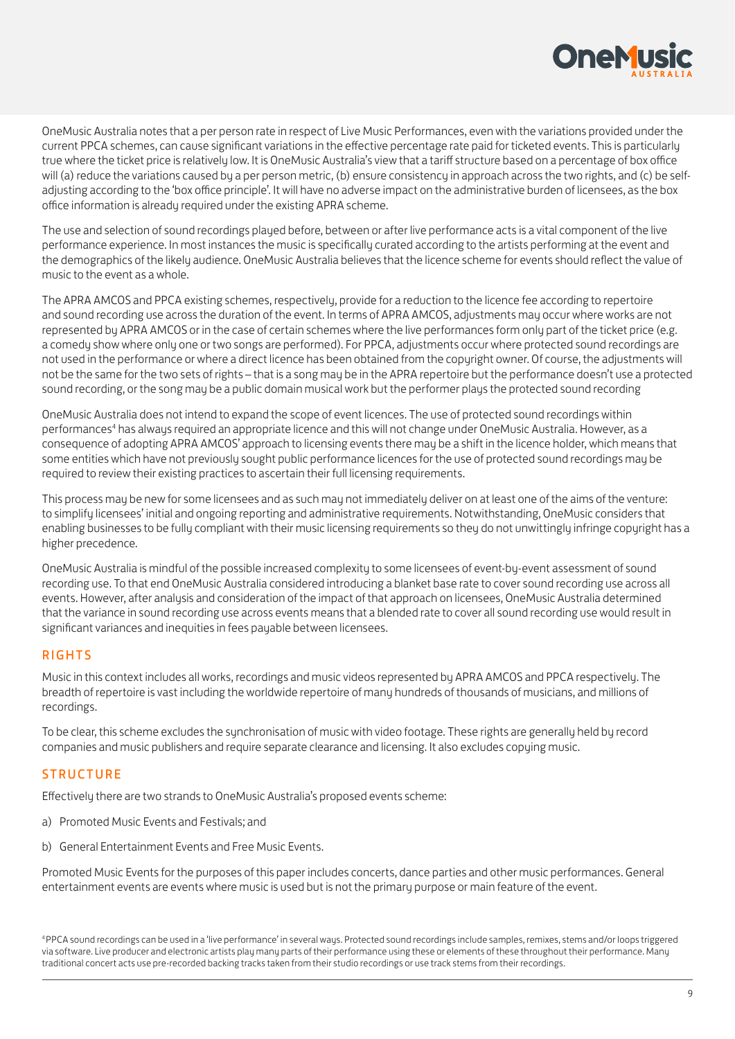OneMusic Australia notes that a per person rate in respect of Live Music Performances, even with the variations provided under the current PPCA schemes, can cause significant variations in the effective percentage rate paid for ticketed events. This is particularly true where the ticket price is relatively low. It is OneMusic Australia's view that a tariff structure based on a percentage of box office will (a) reduce the variations caused by a per person metric, (b) ensure consistency in approach across the two rights, and (c) be self-adjusting according to the 'box office principle'. It will have no adverse impact on the administrative burden of licensees, as the box office information is already required under the existing APRA scheme.

The use and selection of sound recordings played before, between or after live performance acts is a vital component of the live performance experience. In most instances the music is specifically curated according to the artists performing at the event and the demographics of the likely audience. OneMusic Australia believes that the licence scheme for events should reflect the value of music to the event as a whole.

The APRA AMCOS and PPCA existing schemes, respectively, provide for a reduction to the licence fee according to repertoire and sound recording use across the duration of the event. In terms of APRA AMCOS, adjustments may occur where works are not represented by APRA AMCOS or in the case of certain schemes where the live performances form only part of the ticket price (e.g. a comedy show where only one or two songs are performed). For PPCA, adjustments occur where protected sound recordings are not used in the performance or where a direct licence has been obtained from the copyright owner. Of course, the adjustments will not be the same for the two sets of rights – that is a song may be in the APRA repertoire but the performance doesn't use a protected sound recording, or the song may be a public domain musical work but the performer plays the protected sound recording

OneMusic Australia does not intend to expand the scope of event licences. The use of protected sound recordings within performances[4] has always required an appropriate licence and this will not change under OneMusic Australia. However, as a consequence of adopting APRA AMCOS' approach to licensing events there may be a shift in the licence holder, which means that some entities which have not previously sought public performance licences for the use of protected sound recordings may be required to review their existing practices to ascertain their full licensing requirements.

This process may be new for some licensees and as such may not immediately deliver on at least one of the aims of the venture: to simplify licensees' initial and ongoing reporting and administrative requirements. Notwithstanding, OneMusic considers that enabling businesses to be fully compliant with their music licensing requirements so they do not unwittingly infringe copyright has a higher precedence.

OneMusic Australia is mindful of the possible increased complexity to some licensees of event-by-event assessment of sound recording use. To that end OneMusic Australia considered introducing a blanket base rate to cover sound recording use across all events. However, after analysis and consideration of the impact of that approach on licensees, OneMusic Australia determined that the variance in sound recording use across events means that a blended rate to cover all sound recording use would result in significant variances and inequities in fees payable between licensees.

## RIGHTS

Music in this context includes all works, recordings and music videos represented by APRA AMCOS and PPCA respectively. The breadth of repertoire is vast including the worldwide repertoire of many hundreds of thousands of musicians, and millions of recordings.

To be clear, this scheme excludes the synchronisation of music with video footage. These rights are generally held by record companies and music publishers and require separate clearance and licensing. It also excludes copying music.

## STRUCTURE

Effectively there are two strands to OneMusic Australia's proposed events scheme:

a) Promoted Music Events and Festivals; and

b) General Entertainment Events and Free Music Events.

Promoted Music Events for the purposes of this paper includes concerts, dance parties and other music performances. General entertainment events are events where music is used but is not the primary purpose or main feature of the event.

[4] PPCA sound recordings can be used in a 'live performance' in several ways. Protected sound recordings include samples, remixes, stems and/or loops triggered via software. Live producer and electronic artists play many parts of their performance using these or elements of these throughout their performance. Many traditional concert acts use pre-recorded backing tracks taken from their studio recordings or use track stems from their recordings.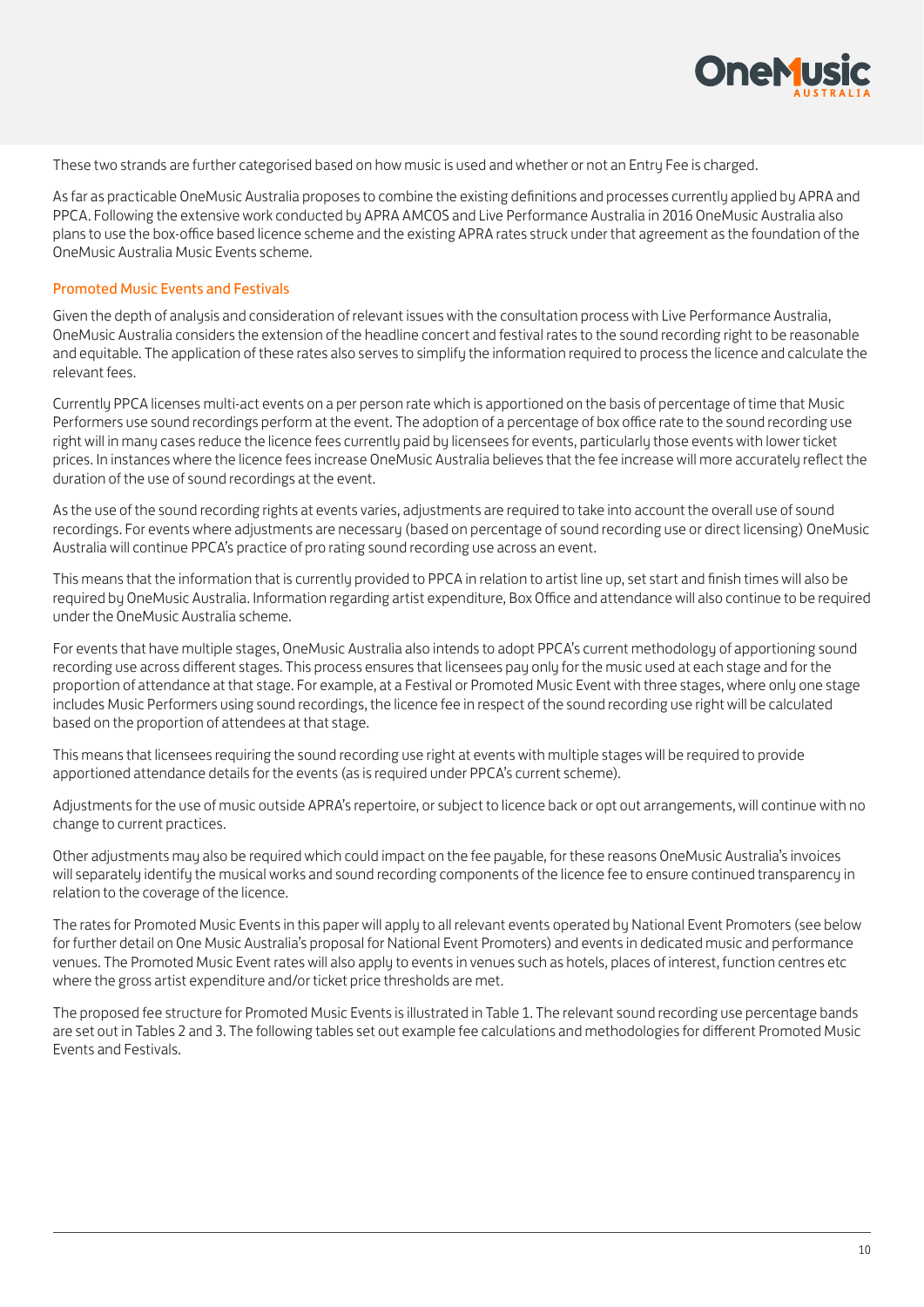These two strands are further categorised based on how music is used and whether or not an Entry Fee is charged.

As far as practicable OneMusic Australia proposes to combine the existing definitions and processes currently applied by APRA and PPCA. Following the extensive work conducted by APRA AMCOS and Live Performance Australia in 2016 OneMusic Australia also plans to use the box-office based licence scheme and the existing APRA rates struck under that agreement as the foundation of the OneMusic Australia Music Events scheme.

### Promoted Music Events and Festivals

Given the depth of analysis and consideration of relevant issues with the consultation process with Live Performance Australia, OneMusic Australia considers the extension of the headline concert and festival rates to the sound recording right to be reasonable and equitable. The application of these rates also serves to simplify the information required to process the licence and calculate the relevant fees.

Currently PPCA licenses multi-act events on a per person rate which is apportioned on the basis of percentage of time that Music Performers use sound recordings perform at the event. The adoption of a percentage of box office rate to the sound recording use right will in many cases reduce the licence fees currently paid by licensees for events, particularly those events with lower ticket prices. In instances where the licence fees increase OneMusic Australia believes that the fee increase will more accurately reflect the duration of the use of sound recordings at the event.

As the use of the sound recording rights at events varies, adjustments are required to take into account the overall use of sound recordings. For events where adjustments are necessary (based on percentage of sound recording use or direct licensing) OneMusic Australia will continue PPCA's practice of pro rating sound recording use across an event.

This means that the information that is currently provided to PPCA in relation to artist line up, set start and finish times will also be required by OneMusic Australia. Information regarding artist expenditure, Box Office and attendance will also continue to be required under the OneMusic Australia scheme.

For events that have multiple stages, OneMusic Australia also intends to adopt PPCA's current methodology of apportioning sound recording use across different stages. This process ensures that licensees pay only for the music used at each stage and for the proportion of attendance at that stage. For example, at a Festival or Promoted Music Event with three stages, where only one stage includes Music Performers using sound recordings, the licence fee in respect of the sound recording use right will be calculated based on the proportion of attendees at that stage.

This means that licensees requiring the sound recording use right at events with multiple stages will be required to provide apportioned attendance details for the events (as is required under PPCA's current scheme).

Adjustments for the use of music outside APRA's repertoire, or subject to licence back or opt out arrangements, will continue with no change to current practices.

Other adjustments may also be required which could impact on the fee payable, for these reasons OneMusic Australia's invoices will separately identify the musical works and sound recording components of the licence fee to ensure continued transparency in relation to the coverage of the licence.

The rates for Promoted Music Events in this paper will apply to all relevant events operated by National Event Promoters (see below for further detail on One Music Australia's proposal for National Event Promoters) and events in dedicated music and performance venues. The Promoted Music Event rates will also apply to events in venues such as hotels, places of interest, function centres etc where the gross artist expenditure and/or ticket price thresholds are met.

The proposed fee structure for Promoted Music Events is illustrated in Table 1. The relevant sound recording use percentage bands are set out in Tables 2 and 3. The following tables set out example fee calculations and methodologies for different Promoted Music Events and Festivals.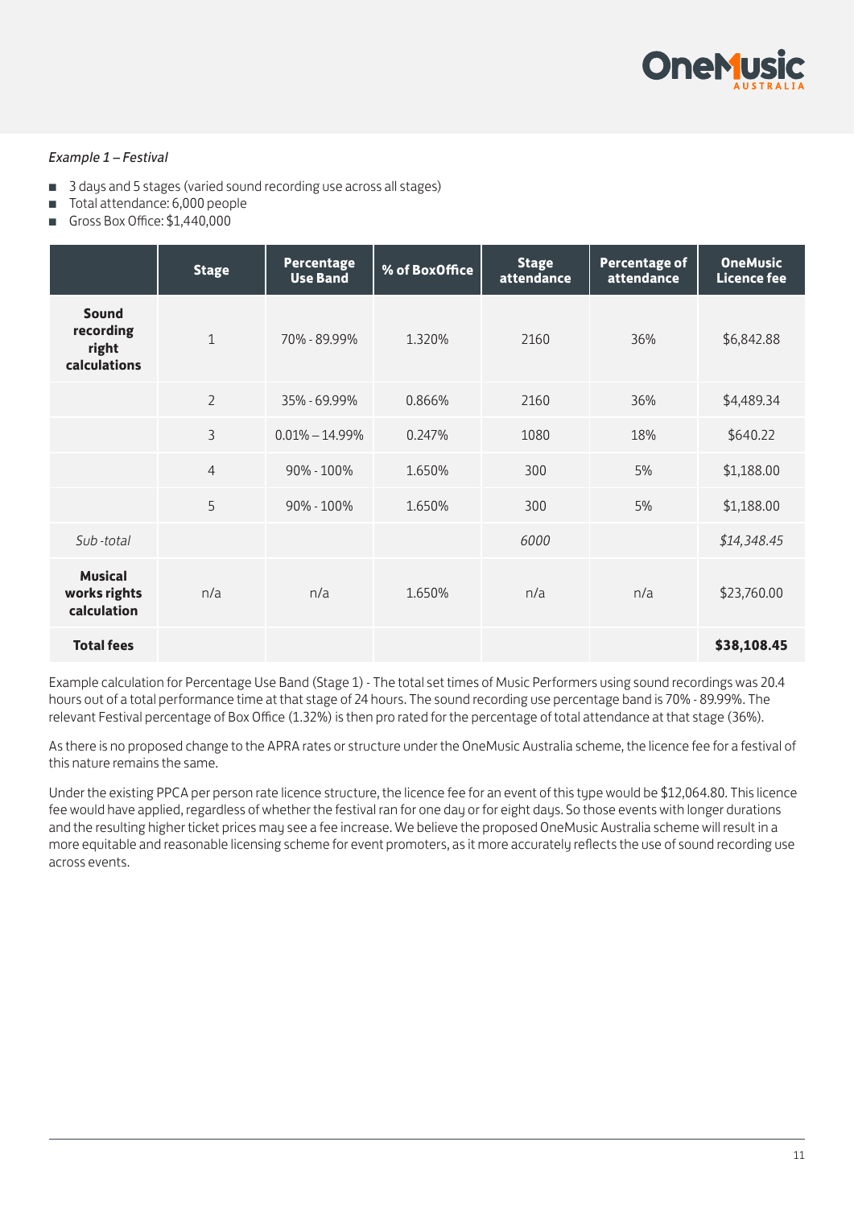*Example 1 – Festival*

- 3 days and 5 stages (varied sound recording use across all stages)
- Total attendance: 6,000 people
- Gross Box Office: $1,440,000

| | Stage | Percentage Use Band | % of BoxOffice | Stage attendance | Percentage of attendance | OneMusic Licence fee |
|---|---|---|---|---|---|---|
| **Sound recording right calculations** | 1 | 70% - 89.99% | 1.320% | 2160 | 36% | $6,842.88 |
| | 2 | 35% - 69.99% | 0.866% | 2160 | 36% | $4,489.34 |
| | 3 | 0.01% – 14.99% | 0.247% | 1080 | 18% | $640.22 |
| | 4 | 90% - 100% | 1.650% | 300 | 5% | $1,188.00 |
| | 5 | 90% - 100% | 1.650% | 300 | 5% | $1,188.00 |
| *Sub -total* | | | | *6000* | | *$14,348.45* |
| **Musical works rights calculation** | n/a | n/a | 1.650% | n/a | n/a | $23,760.00 |
| **Total fees** | | | | | | **$38,108.45** |

Example calculation for Percentage Use Band (Stage 1) - The total set times of Music Performers using sound recordings was 20.4 hours out of a total performance time at that stage of 24 hours. The sound recording use percentage band is 70% - 89.99%. The relevant Festival percentage of Box Office (1.32%) is then pro rated for the percentage of total attendance at that stage (36%).

As there is no proposed change to the APRA rates or structure under the OneMusic Australia scheme, the licence fee for a festival of this nature remains the same.

Under the existing PPCA per person rate licence structure, the licence fee for an event of this type would be $12,064.80. This licence fee would have applied, regardless of whether the festival ran for one day or for eight days. So those events with longer durations and the resulting higher ticket prices may see a fee increase. We believe the proposed OneMusic Australia scheme will result in a more equitable and reasonable licensing scheme for event promoters, as it more accurately reflects the use of sound recording use across events.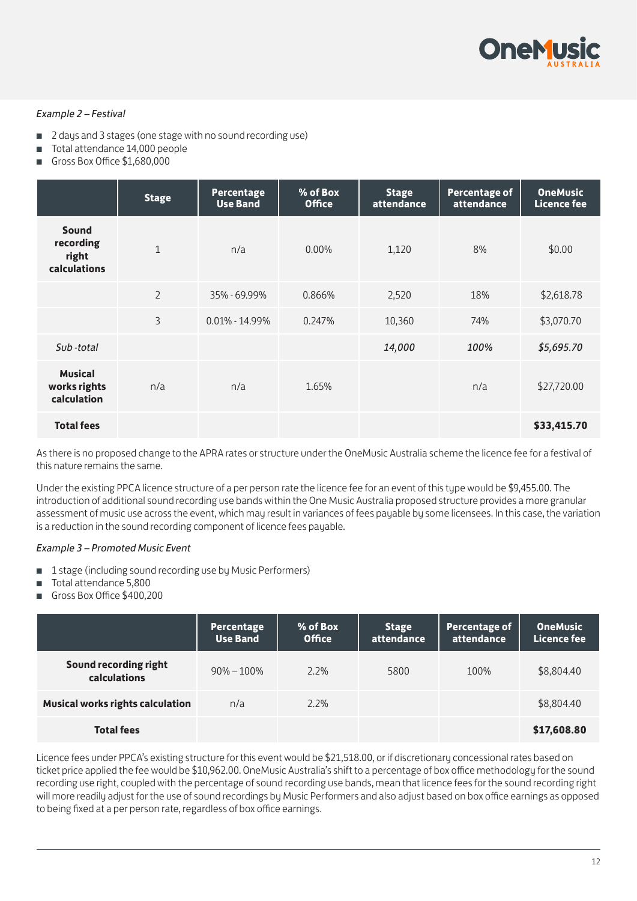*Example 2 – Festival*

- 2 days and 3 stages (one stage with no sound recording use)
- Total attendance 14,000 people
- Gross Box Office $1,680,000

| | Stage | Percentage Use Band | % of Box Office | Stage attendance | Percentage of attendance | OneMusic Licence fee |
|---|---|---|---|---|---|---|
| **Sound recording right calculations** | 1 | n/a | 0.00% | 1,120 | 8% | $0.00 |
| | 2 | 35% - 69.99% | 0.866% | 2,520 | 18% | $2,618.78 |
| | 3 | 0.01% - 14.99% | 0.247% | 10,360 | 74% | $3,070.70 |
| *Sub -total* | | | | *14,000* | *100%* | *$5,695.70* |
| **Musical works rights calculation** | n/a | n/a | 1.65% | | n/a | $27,720.00 |
| **Total fees** | | | | | | **$33,415.70** |

As there is no proposed change to the APRA rates or structure under the OneMusic Australia scheme the licence fee for a festival of this nature remains the same.

Under the existing PPCA licence structure of a per person rate the licence fee for an event of this type would be $9,455.00. The introduction of additional sound recording use bands within the One Music Australia proposed structure provides a more granular assessment of music use across the event, which may result in variances of fees payable by some licensees. In this case, the variation is a reduction in the sound recording component of licence fees payable.

*Example 3 – Promoted Music Event*

- 1 stage (including sound recording use by Music Performers)
- Total attendance 5,800
- Gross Box Office $400,200

| | Percentage Use Band | % of Box Office | Stage attendance | Percentage of attendance | OneMusic Licence fee |
|---|---|---|---|---|---|
| **Sound recording right calculations** | 90% – 100% | 2.2% | 5800 | 100% | $8,804.40 |
| **Musical works rights calculation** | n/a | 2.2% | | | $8,804.40 |
| **Total fees** | | | | | **$17,608.80** |

Licence fees under PPCA's existing structure for this event would be $21,518.00, or if discretionary concessional rates based on ticket price applied the fee would be $10,962.00. OneMusic Australia's shift to a percentage of box office methodology for the sound recording use right, coupled with the percentage of sound recording use bands, mean that licence fees for the sound recording right will more readily adjust for the use of sound recordings by Music Performers and also adjust based on box office earnings as opposed to being fixed at a per person rate, regardless of box office earnings.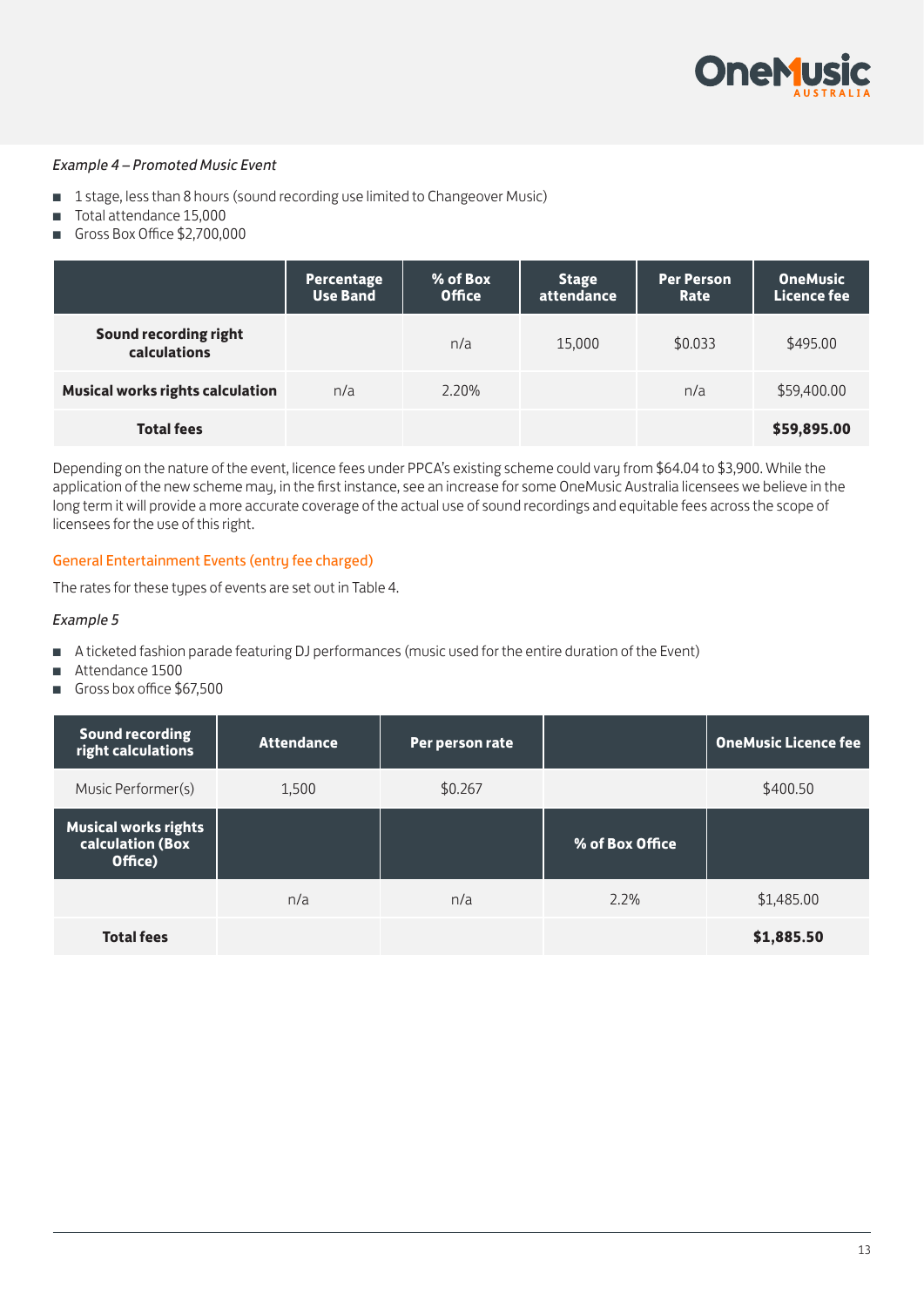*Example 4 – Promoted Music Event*

- 1 stage, less than 8 hours (sound recording use limited to Changeover Music)
- Total attendance 15,000
- Gross Box Office $2,700,000

| | Percentage Use Band | % of Box Office | Stage attendance | Per Person Rate | OneMusic Licence fee |
|---|---|---|---|---|---|
| **Sound recording right calculations** | | n/a | 15,000 | $0.033 | $495.00 |
| **Musical works rights calculation** | n/a | 2.20% | | n/a | $59,400.00 |
| **Total fees** | | | | | **$59,895.00** |

Depending on the nature of the event, licence fees under PPCA's existing scheme could vary from $64.04 to $3,900. While the application of the new scheme may, in the first instance, see an increase for some OneMusic Australia licensees we believe in the long term it will provide a more accurate coverage of the actual use of sound recordings and equitable fees across the scope of licensees for the use of this right.

## General Entertainment Events (entry fee charged)

The rates for these types of events are set out in Table 4.

*Example 5*

- A ticketed fashion parade featuring DJ performances (music used for the entire duration of the Event)
- Attendance 1500
- Gross box office $67,500

| Sound recording right calculations | Attendance | Per person rate | | OneMusic Licence fee |
|---|---|---|---|---|
| Music Performer(s) | 1,500 | $0.267 | | $400.50 |
| **Musical works rights calculation (Box Office)** | | | **% of Box Office** | |
| | n/a | n/a | 2.2% | $1,485.00 |
| **Total fees** | | | | **$1,885.50** |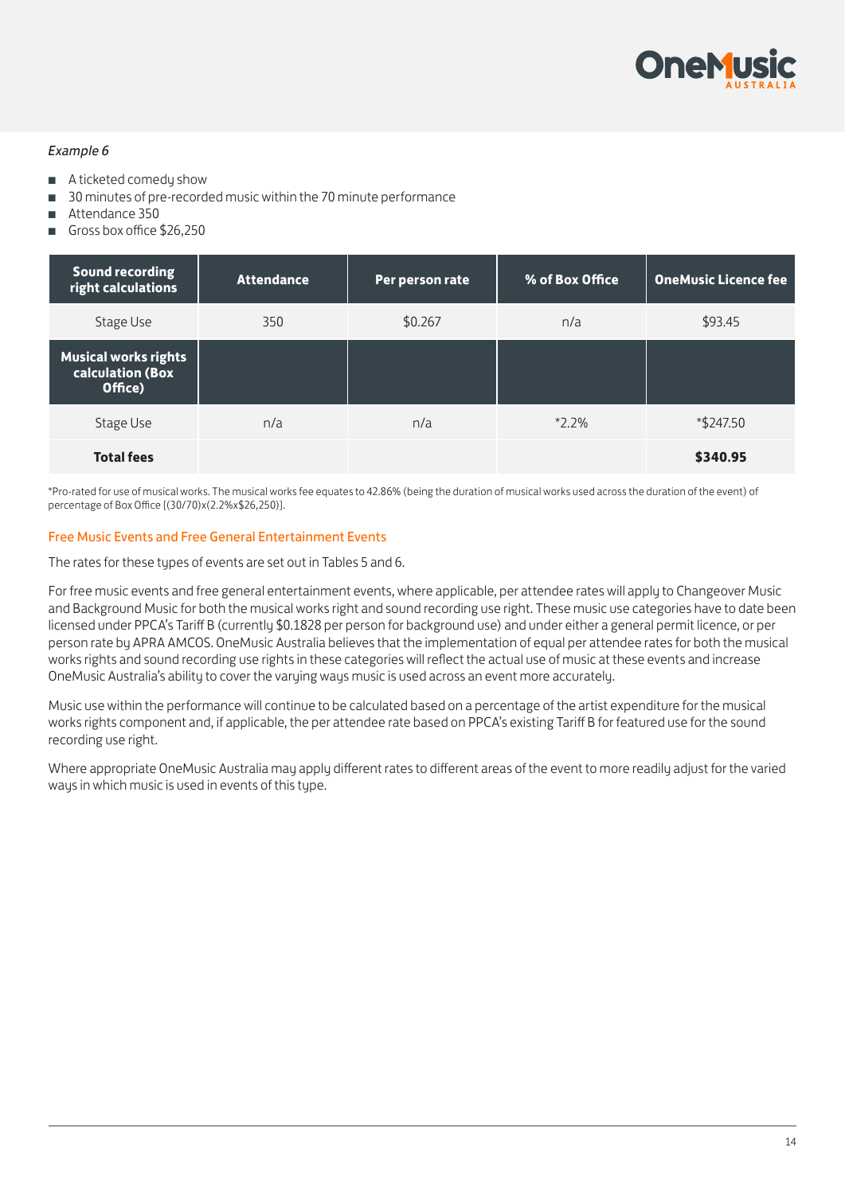*Example 6*

- A ticketed comedy show
- 30 minutes of pre-recorded music within the 70 minute performance
- Attendance 350
- Gross box office $26,250

| Sound recording right calculations | Attendance | Per person rate | % of Box Office | OneMusic Licence fee |
|---|---|---|---|---|
| Stage Use | 350 | $0.267 | n/a | $93.45 |
| **Musical works rights calculation (Box Office)** | | | | |
| Stage Use | n/a | n/a | *2.2% | *$247.50 |
| **Total fees** | | | | **$340.95** |

*Pro-rated for use of musical works. The musical works fee equates to 42.86% (being the duration of musical works used across the duration of the event) of percentage of Box Office [(30/70)x(2.2%x$26,250)].

### Free Music Events and Free General Entertainment Events

The rates for these types of events are set out in Tables 5 and 6.

For free music events and free general entertainment events, where applicable, per attendee rates will apply to Changeover Music and Background Music for both the musical works right and sound recording use right. These music use categories have to date been licensed under PPCA's Tariff B (currently $0.1828 per person for background use) and under either a general permit licence, or per person rate by APRA AMCOS. OneMusic Australia believes that the implementation of equal per attendee rates for both the musical works rights and sound recording use rights in these categories will reflect the actual use of music at these events and increase OneMusic Australia's ability to cover the varying ways music is used across an event more accurately.

Music use within the performance will continue to be calculated based on a percentage of the artist expenditure for the musical works rights component and, if applicable, the per attendee rate based on PPCA's existing Tariff B for featured use for the sound recording use right.

Where appropriate OneMusic Australia may apply different rates to different areas of the event to more readily adjust for the varied ways in which music is used in events of this type.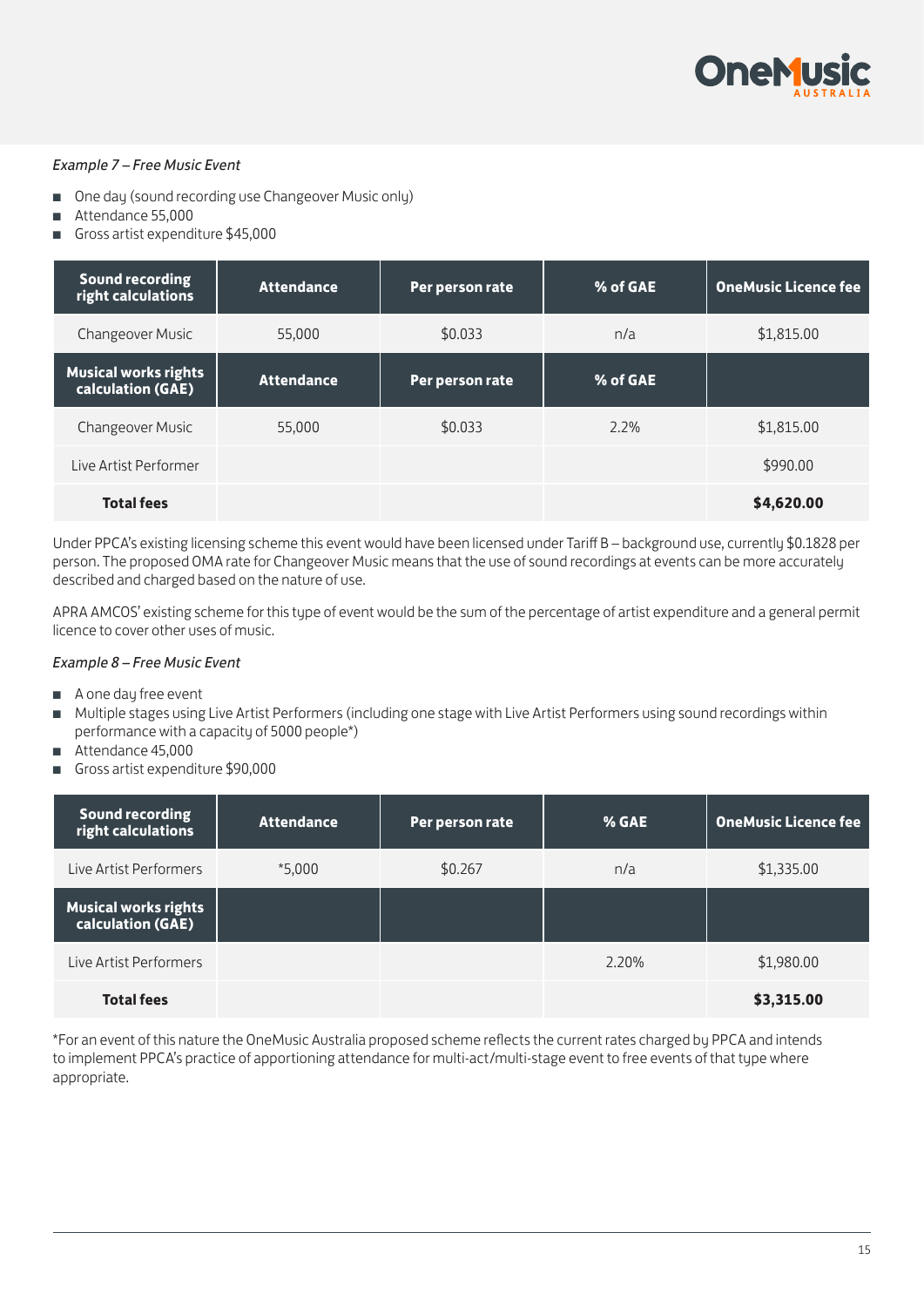*Example 7 – Free Music Event*

- One day (sound recording use Changeover Music only)
- Attendance 55,000
- Gross artist expenditure $45,000

| **Sound recording right calculations** | **Attendance** | **Per person rate** | **% of GAE** | **OneMusic Licence fee** |
|---|---|---|---|---|
| Changeover Music | 55,000 | $0.033 | n/a | $1,815.00 |
| **Musical works rights calculation (GAE)** | **Attendance** | **Per person rate** | **% of GAE** | |
| Changeover Music | 55,000 | $0.033 | 2.2% | $1,815.00 |
| Live Artist Performer | | | | $990.00 |
| **Total fees** | | | | **$4,620.00** |

Under PPCA's existing licensing scheme this event would have been licensed under Tariff B – background use, currently $0.1828 per person. The proposed OMA rate for Changeover Music means that the use of sound recordings at events can be more accurately described and charged based on the nature of use.

APRA AMCOS' existing scheme for this type of event would be the sum of the percentage of artist expenditure and a general permit licence to cover other uses of music.

*Example 8 – Free Music Event*

- A one day free event
- Multiple stages using Live Artist Performers (including one stage with Live Artist Performers using sound recordings within performance with a capacity of 5000 people*)
- Attendance 45,000
- Gross artist expenditure $90,000

| **Sound recording right calculations** | **Attendance** | **Per person rate** | **% GAE** | **OneMusic Licence fee** |
|---|---|---|---|---|
| Live Artist Performers | *5,000 | $0.267 | n/a | $1,335.00 |
| **Musical works rights calculation (GAE)** | | | | |
| Live Artist Performers | | | 2.20% | $1,980.00 |
| **Total fees** | | | | **$3,315.00** |

*For an event of this nature the OneMusic Australia proposed scheme reflects the current rates charged by PPCA and intends to implement PPCA's practice of apportioning attendance for multi-act/multi-stage event to free events of that type where appropriate.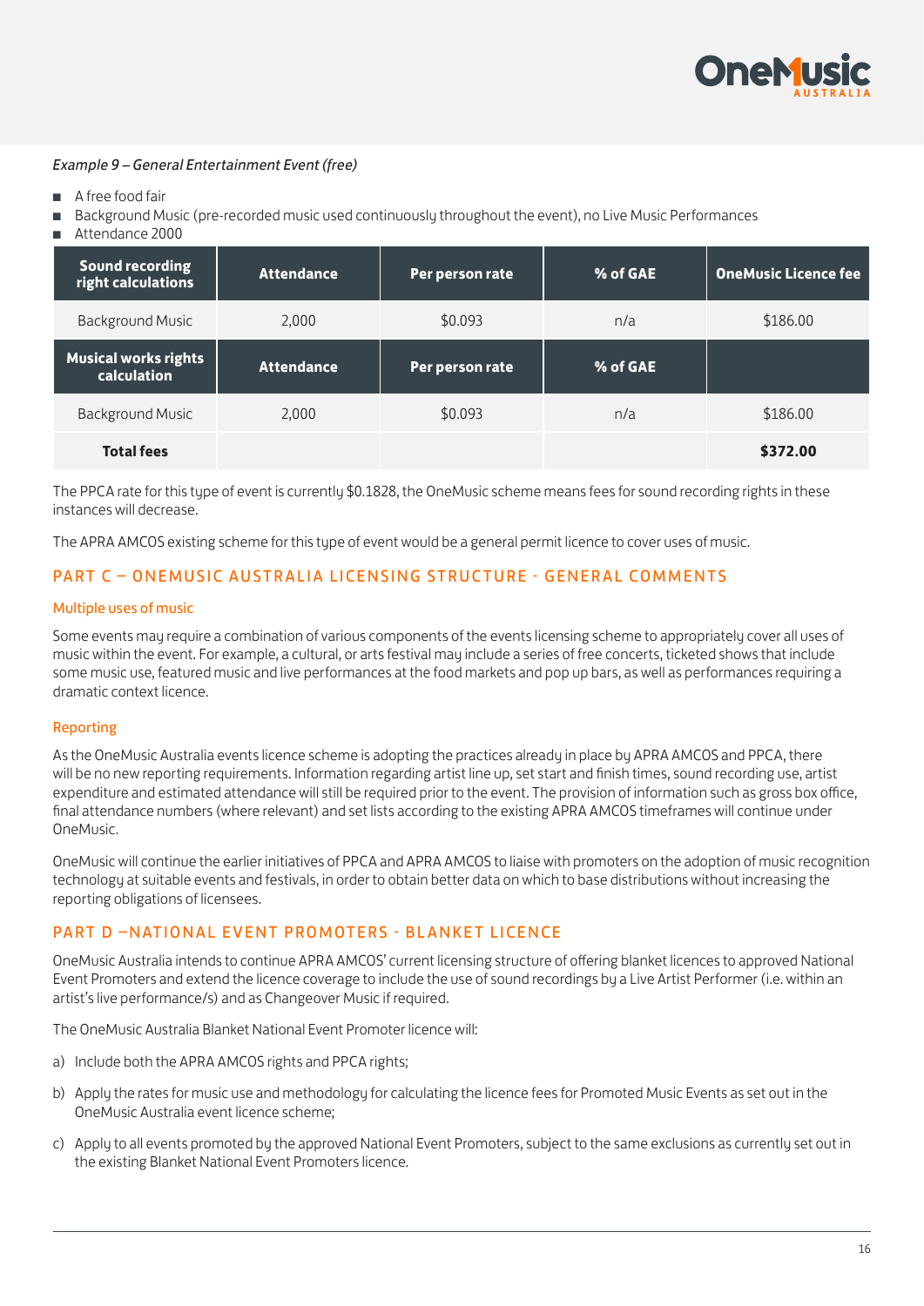*Example 9 – General Entertainment Event (free)*

- A free food fair
- Background Music (pre-recorded music used continuously throughout the event), no Live Music Performances
- Attendance 2000

| Sound recording right calculations | Attendance | Per person rate | % of GAE | OneMusic Licence fee |
|---|---|---|---|---|
| Background Music | 2,000 | $0.093 | n/a | $186.00 |
| **Musical works rights calculation** | **Attendance** | **Per person rate** | **% of GAE** | |
| Background Music | 2,000 | $0.093 | n/a | $186.00 |
| **Total fees** | | | | **$372.00** |

The PPCA rate for this type of event is currently $0.1828, the OneMusic scheme means fees for sound recording rights in these instances will decrease.

The APRA AMCOS existing scheme for this type of event would be a general permit licence to cover uses of music.

## PART C – ONEMUSIC AUSTRALIA LICENSING STRUCTURE - GENERAL COMMENTS

### Multiple uses of music

Some events may require a combination of various components of the events licensing scheme to appropriately cover all uses of music within the event. For example, a cultural, or arts festival may include a series of free concerts, ticketed shows that include some music use, featured music and live performances at the food markets and pop up bars, as well as performances requiring a dramatic context licence.

### Reporting

As the OneMusic Australia events licence scheme is adopting the practices already in place by APRA AMCOS and PPCA, there will be no new reporting requirements. Information regarding artist line up, set start and finish times, sound recording use, artist expenditure and estimated attendance will still be required prior to the event. The provision of information such as gross box office, final attendance numbers (where relevant) and set lists according to the existing APRA AMCOS timeframes will continue under OneMusic.

OneMusic will continue the earlier initiatives of PPCA and APRA AMCOS to liaise with promoters on the adoption of music recognition technology at suitable events and festivals, in order to obtain better data on which to base distributions without increasing the reporting obligations of licensees.

## PART D –NATIONAL EVENT PROMOTERS - BLANKET LICENCE

OneMusic Australia intends to continue APRA AMCOS' current licensing structure of offering blanket licences to approved National Event Promoters and extend the licence coverage to include the use of sound recordings by a Live Artist Performer (i.e. within an artist's live performance/s) and as Changeover Music if required.

The OneMusic Australia Blanket National Event Promoter licence will:

a) Include both the APRA AMCOS rights and PPCA rights;

b) Apply the rates for music use and methodology for calculating the licence fees for Promoted Music Events as set out in the OneMusic Australia event licence scheme;

c) Apply to all events promoted by the approved National Event Promoters, subject to the same exclusions as currently set out in the existing Blanket National Event Promoters licence.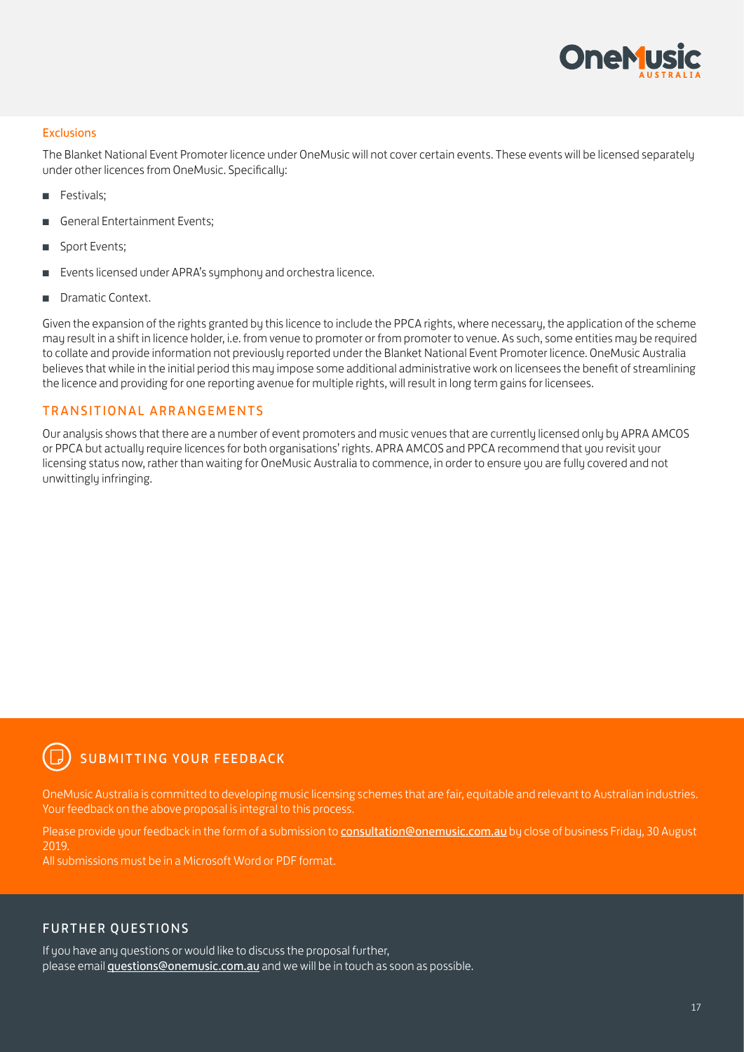### Exclusions

The Blanket National Event Promoter licence under OneMusic will not cover certain events. These events will be licensed separately under other licences from OneMusic. Specifically:

- Festivals;
- General Entertainment Events;
- Sport Events;
- Events licensed under APRA's symphony and orchestra licence.
- Dramatic Context.

Given the expansion of the rights granted by this licence to include the PPCA rights, where necessary, the application of the scheme may result in a shift in licence holder, i.e. from venue to promoter or from promoter to venue. As such, some entities may be required to collate and provide information not previously reported under the Blanket National Event Promoter licence. OneMusic Australia believes that while in the initial period this may impose some additional administrative work on licensees the benefit of streamlining the licence and providing for one reporting avenue for multiple rights, will result in long term gains for licensees.

## TRANSITIONAL ARRANGEMENTS

Our analysis shows that there are a number of event promoters and music venues that are currently licensed only by APRA AMCOS or PPCA but actually require licences for both organisations' rights. APRA AMCOS and PPCA recommend that you revisit your licensing status now, rather than waiting for OneMusic Australia to commence, in order to ensure you are fully covered and not unwittingly infringing.

## SUBMITTING YOUR FEEDBACK

OneMusic Australia is committed to developing music licensing schemes that are fair, equitable and relevant to Australian industries. Your feedback on the above proposal is integral to this process.

Please provide your feedback in the form of a submission to consultation@onemusic.com.au by close of business Friday, 30 August 2019.
All submissions must be in a Microsoft Word or PDF format.

## FURTHER QUESTIONS

If you have any questions or would like to discuss the proposal further,
please email questions@onemusic.com.au and we will be in touch as soon as possible.